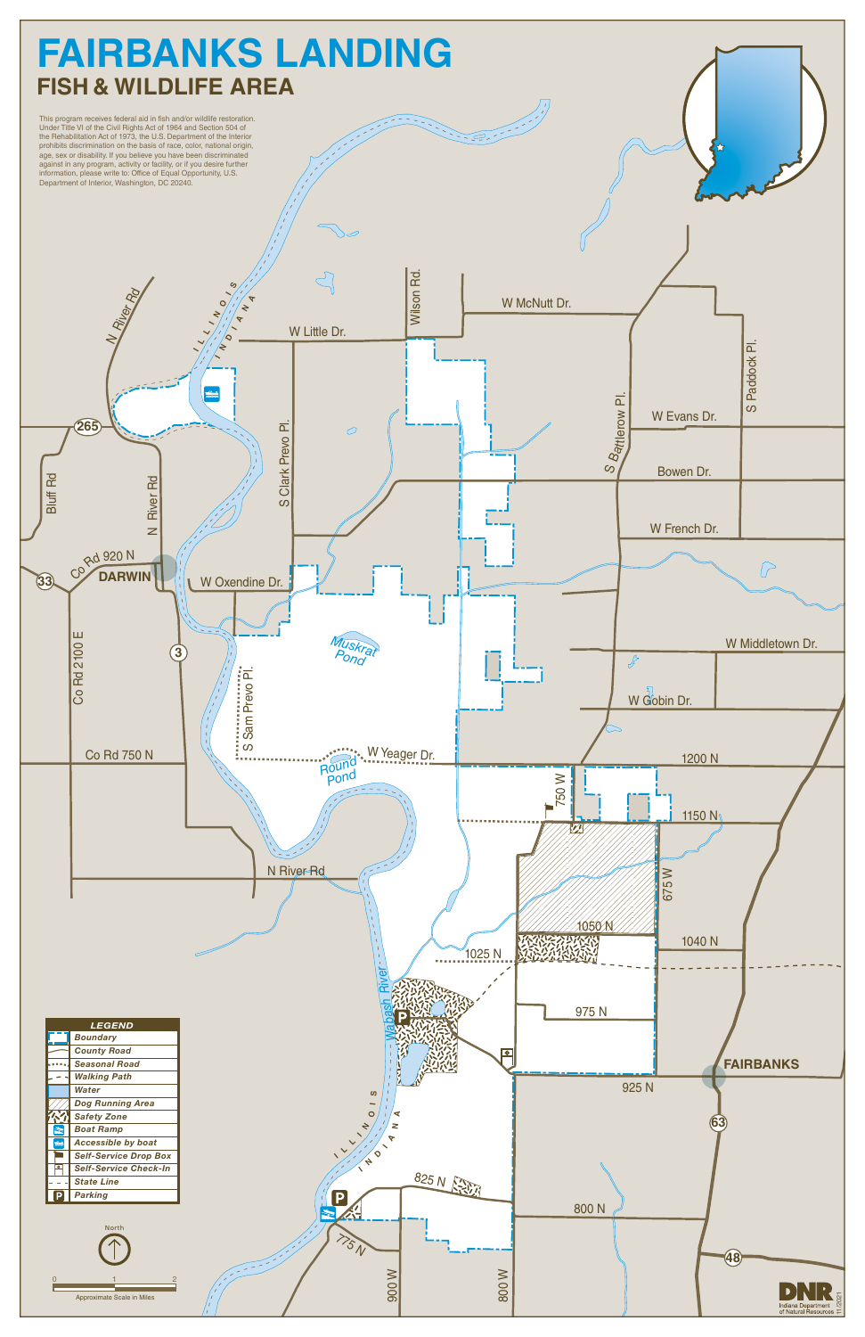# FAIRBANKS LANDING

## FISH & WILDLIFE AREA

This program receives federal aid in fish and/or wildlife restoration. Under Title VI of the Civil Rights Act of 1964 and Section 504 of the Rehabilitation Act of 1973, the U.S. Department of the Interior prohibits discrimination on the basis of race, color, national origin, age, sex or disability. If you believe you have been discriminated against in any program, activity or facility, or if you desire further information, please write to: Office of Equal Opportunity, U.S. Department of Interior, Washington, DC 20240.

N River Rd, W Little Dr., Wilson Rd., W McNutt Dr., S Paddock Pl., W Evans Dr., S Battlerow Pl., Bowen Dr., W French Dr., 265, Bluff Rd, N River Rd, S Clark Prevo Pl., Co Rd 920 N, DARWIN, 33, W Oxendine Dr., 3, Muskrat Pond, W Middletown Dr., W Gobin Dr., Co Rd 2100 E, S Sam Prevo Pl., Co Rd 750 N, Round Pond, W Yeager Dr., 1200 N, 750 W, 1150 N, N River Rd, 675 W, 1050 N, 1040 N, 1025 N, Wabash River, 975 N, FAIRBANKS, 925 N, 63, ILLINOIS, INDIANA, 825 N, 800 N, 775 N, 48, 900 W, 800 W

**LEGEND**

- Boundary
- County Road
- Seasonal Road
- Walking Path
- Water
- Dog Running Area
- Safety Zone
- Boat Ramp
- Accessible by boat
- Self-Service Drop Box
- Self-Service Check-In
- State Line
- Parking

North

0 1 2

Approximate Scale in Miles

DNR Indiana Department of Natural Resources 11/2021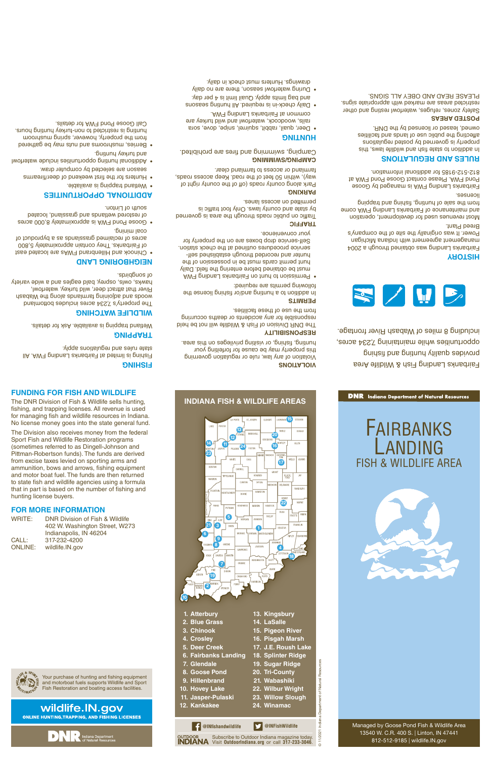Fairbanks Landing Fish & Wildlife Area provides quality hunting and fishing opportunities while maintaining 7,234 acres, including 8 miles of Wabash River frontage.

## HISTORY

Fairbanks Landing was obtained through a 2004 management agreement with Indiana Michigan Power. It was originally the site of the company's Breed Plant.

Most revenues used for development, operation and maintenance of Fairbanks Landing FWA come from the sale of hunting, fishing and trapping licenses.

Fairbanks Landing FWA is managed by Goose Pond FWA. Please contact Goose Pond FWA at 812-512-9185 for additional information.

## RULES AND REGULATIONS

In addition to state fish and wildlife laws, this property is governed by posted regulations affecting the public use of lands and facilities owned, leased or licensed by the DNR.

### POSTED AREAS

Safety zones, refuges, waterfowl resting and other restricted areas are marked with appropriate signs. PLEASE READ AND OBEY ALL SIGNS.

### VIOLATIONS

Violation of any law, rule or regulation governing this property may be cause for forfeiting your hunting, fishing, or visiting privileges on this area.

### RESPONSIBILITY

The DNR Division of Fish & Wildlife will not be held responsible for any accidents or deaths occurring from the use of these facilities.

### PERMITS

In addition to a hunting and/or fishing license the following permits are required:

- Permission to hunt on Fairbanks Landing FWA must be obtained before entering the field. Daily hunt permit cards must be in possession of the hunter and recorded through established self-service procedures outlined at the check station. Self-service drop boxes are on the property for your convenience.

### TRAFFIC

Traffic on public roads through the area is governed by state and county laws. Only foot traffic is permitted on access lanes.

### PARKING

Park along county roads (off of the right of way), within 50 feet of the road. Keep access roads, farmland or access to farmland clear.

### CAMPING/SWIMMING

Camping, swimming and fires are prohibited.

## HUNTING

- Deer, quail, rabbit, squirrel, snipe, dove, sora rails, woodcock, waterfowl and wild turkey are common at Fairbanks Landing FWA.
- Daily check-in is required. All hunting seasons and bag limits apply. Quail limit is 4 per day.
- During waterfowl season, there are no daily drawings. Hunters must check in daily.

## FISHING

Fishing is limited at Fairbanks Landing FWA. All state rules and regulations apply.

## TRAPPING

Wetland trapping is available. Ask for details.

## WILDLIFE WATCHING

The property's 7,234 acres includes bottomland woods and adjoining farmlands along the Wabash River that attract deer, wild turkey, waterfowl, hawks, owls, osprey, bald eagles and a wide variety of songbirds.

## NEIGHBORING LAND

- Chinook and Hillenbrand FWAs are located east of Fairbanks. They contain approximately 5,800 acres of reclaimed grasslands as a byproduct of coal mining.
- Goose Pond FWA is approximately 8,000 acres of restored wetlands and grassland, located south of Linton.

## ADDITIONAL OPPORTUNITIES

- Hunters for the first weekend of deer/firearms season are selected by computer draw.
- Wetland trapping is available.
- Additional hunting opportunities include waterfowl and turkey hunting.
- Berries, mushrooms and nuts may be gathered from the property, however, spring mushroom hunting is restricted to non-turkey hunting hours. Call Goose Pond FWA for details.

## FUNDING FOR FISH AND WILDLIFE

The DNR Division of Fish & Wildlife sells hunting, fishing, and trapping licenses. All revenue is used for managing fish and wildlife resources in Indiana. No license money goes into the state general fund.

The Division also receives money from the federal Sport Fish and Wildlife Restoration programs (sometimes referred to as Dingell-Johnson and Pittman-Robertson funds). The funds are derived from excise taxes levied on sporting arms and ammunition, bows and arrows, fishing equipment and motor boat fuel. The funds are then returned to state fish and wildlife agencies using a formula that in part is based on the number of fishing and hunting license buyers.

## FOR MORE INFORMATION

WRITE: DNR Division of Fish & Wildlife
402 W. Washington Street, W273
Indianapolis, IN 46204

CALL: 317-232-4200

ONLINE: wildlife.IN.gov

Your purchase of hunting and fishing equipment and motorboat fuels supports Wildlife and Sport Fish Restoration and boating access facilities.

**wildlife.IN.gov**
ONLINE HUNTING, TRAPPING, AND FISHING LICENSES

DNR Indiana Department of Natural Resources

## INDIANA FISH & WILDLIFE AREAS

1. Atterbury
2. Blue Grass
3. Chinook
4. Crosley
5. Deer Creek
6. Fairbanks Landing
7. Glendale
8. Goose Pond
9. Hillenbrand
10. Hovey Lake
11. Jasper-Pulaski
12. Kankakee
13. Kingsbury
14. LaSalle
15. Pigeon River
16. Pisgah Marsh
17. J.E. Roush Lake
18. Splinter Ridge
19. Sugar Ridge
20. Tri-County
21. Wabashiki
22. Wilbur Wright
23. Willow Slough
24. Winamac

@INfishandwildlife  @INFishWildlife

OUTDOOR INDIANA — Subscribe to Outdoor Indiana magazine today. Visit OutdoorIndiana.org or call 317-233-3046.

© 11/2021 Indiana Department of Natural Resources

DNR Indiana Department of Natural Resources

# FAIRBANKS LANDING
## FISH & WILDLIFE AREA

Managed by Goose Pond Fish & Wildlife Area
13540 W. C.R. 400 S. | Linton, IN 47441
812-512-9185 | wildlife.IN.gov